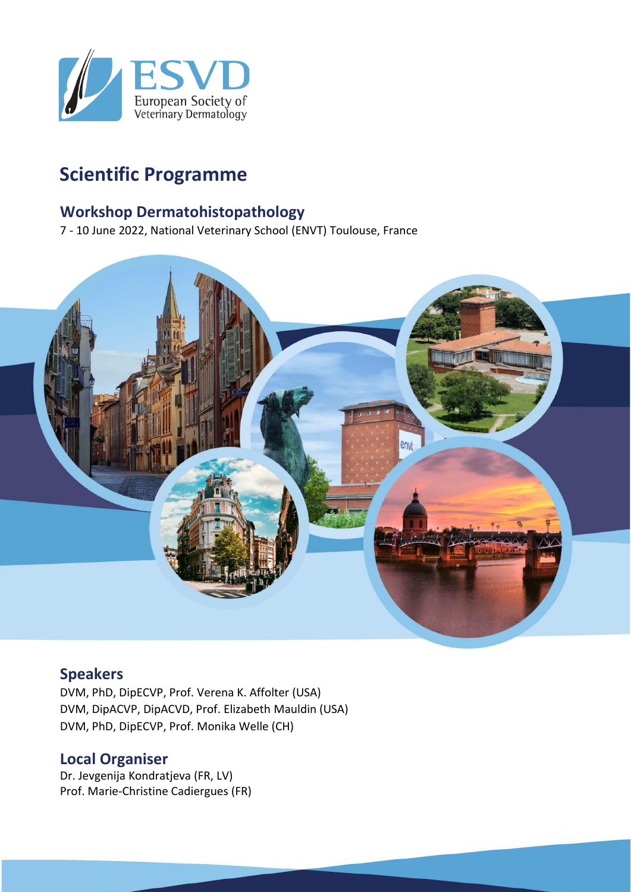ESVD
European Society of Veterinary Dermatology

# Scientific Programme

## Workshop Dermatohistopathology

7 - 10 June 2022, National Veterinary School (ENVT) Toulouse, France

## Speakers

DVM, PhD, DipECVP, Prof. Verena K. Affolter (USA)
DVM, DipACVP, DipACVD, Prof. Elizabeth Mauldin (USA)
DVM, PhD, DipECVP, Prof. Monika Welle (CH)

## Local Organiser

Dr. Jevgenija Kondratjeva (FR, LV)
Prof. Marie-Christine Cadiergues (FR)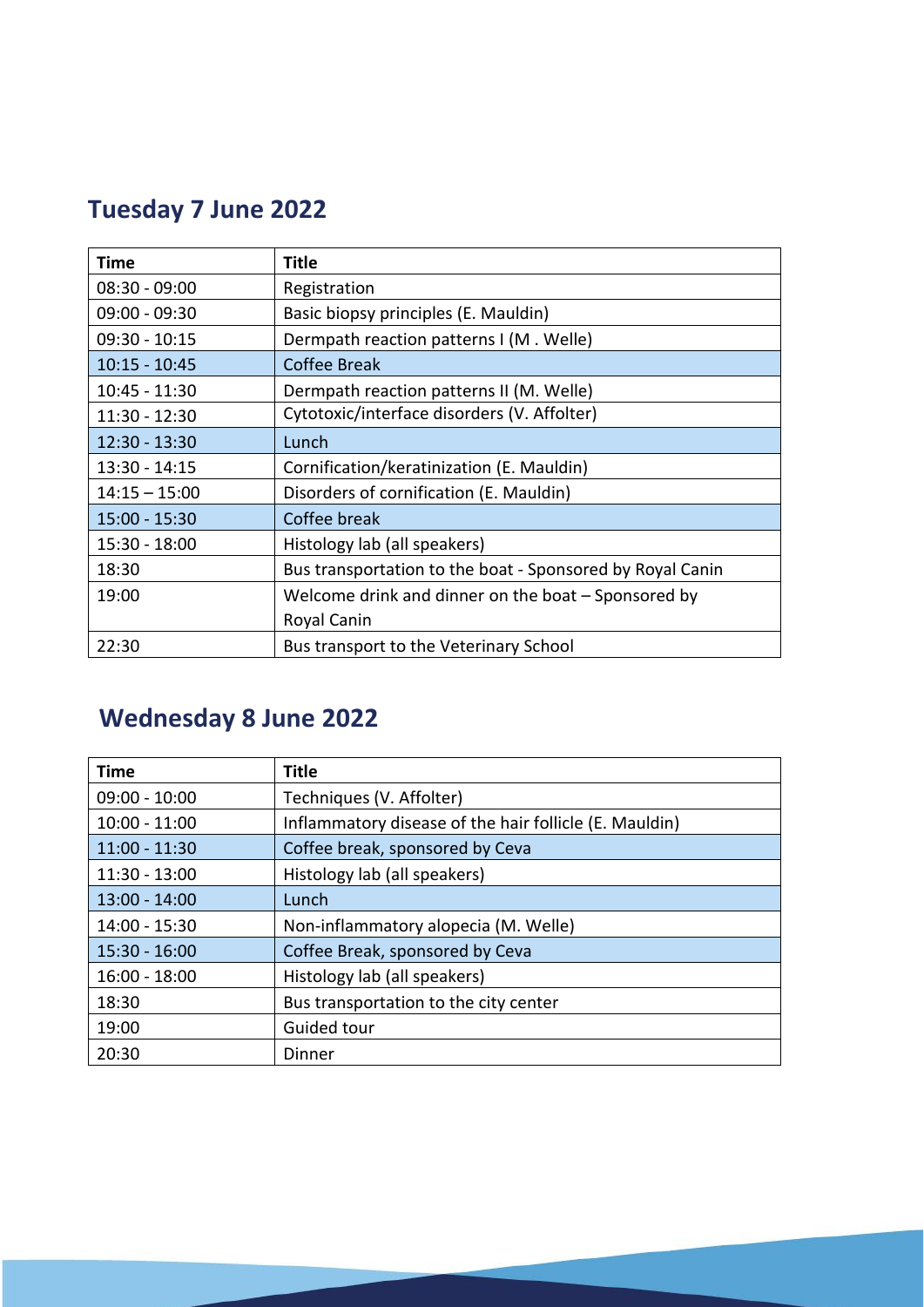## Tuesday 7 June 2022

| Time | Title |
|---|---|
| 08:30 - 09:00 | Registration |
| 09:00 - 09:30 | Basic biopsy principles (E. Mauldin) |
| 09:30 - 10:15 | Dermpath reaction patterns I (M . Welle) |
| 10:15 - 10:45 | Coffee Break |
| 10:45 - 11:30 | Dermpath reaction patterns II (M. Welle) |
| 11:30 - 12:30 | Cytotoxic/interface disorders (V. Affolter) |
| 12:30 - 13:30 | Lunch |
| 13:30 - 14:15 | Cornification/keratinization (E. Mauldin) |
| 14:15 – 15:00 | Disorders of cornification (E. Mauldin) |
| 15:00 - 15:30 | Coffee break |
| 15:30 - 18:00 | Histology lab (all speakers) |
| 18:30 | Bus transportation to the boat - Sponsored by Royal Canin |
| 19:00 | Welcome drink and dinner on the boat – Sponsored by Royal Canin |
| 22:30 | Bus transport to the Veterinary School |

## Wednesday 8 June 2022

| Time | Title |
|---|---|
| 09:00 - 10:00 | Techniques (V. Affolter) |
| 10:00 - 11:00 | Inflammatory disease of the hair follicle (E. Mauldin) |
| 11:00 - 11:30 | Coffee break, sponsored by Ceva |
| 11:30 - 13:00 | Histology lab (all speakers) |
| 13:00 - 14:00 | Lunch |
| 14:00 - 15:30 | Non-inflammatory alopecia (M. Welle) |
| 15:30 - 16:00 | Coffee Break, sponsored by Ceva |
| 16:00 - 18:00 | Histology lab (all speakers) |
| 18:30 | Bus transportation to the city center |
| 19:00 | Guided tour |
| 20:30 | Dinner |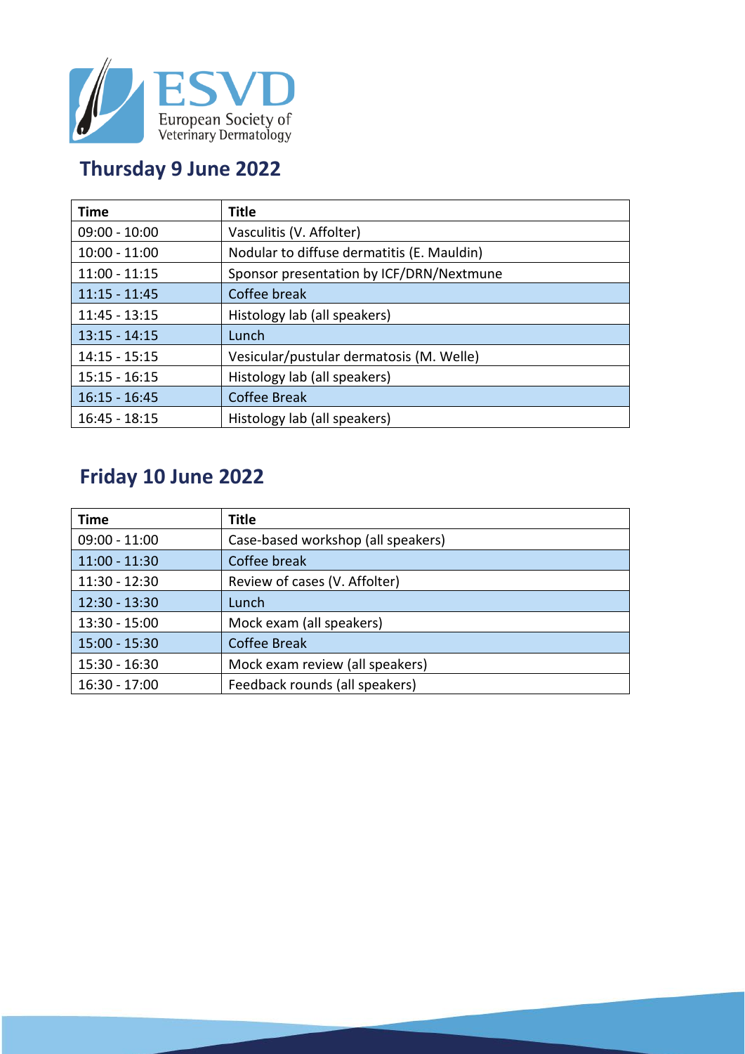ESVD
European Society of
Veterinary Dermatology

## Thursday 9 June 2022

| Time | Title |
| --- | --- |
| 09:00 - 10:00 | Vasculitis (V. Affolter) |
| 10:00 - 11:00 | Nodular to diffuse dermatitis (E. Mauldin) |
| 11:00 - 11:15 | Sponsor presentation by ICF/DRN/Nextmune |
| 11:15 - 11:45 | Coffee break |
| 11:45 - 13:15 | Histology lab (all speakers) |
| 13:15 - 14:15 | Lunch |
| 14:15 - 15:15 | Vesicular/pustular dermatosis (M. Welle) |
| 15:15 - 16:15 | Histology lab (all speakers) |
| 16:15 - 16:45 | Coffee Break |
| 16:45 - 18:15 | Histology lab (all speakers) |

## Friday 10 June 2022

| Time | Title |
| --- | --- |
| 09:00 - 11:00 | Case-based workshop (all speakers) |
| 11:00 - 11:30 | Coffee break |
| 11:30 - 12:30 | Review of cases (V. Affolter) |
| 12:30 - 13:30 | Lunch |
| 13:30 - 15:00 | Mock exam (all speakers) |
| 15:00 - 15:30 | Coffee Break |
| 15:30 - 16:30 | Mock exam review (all speakers) |
| 16:30 - 17:00 | Feedback rounds (all speakers) |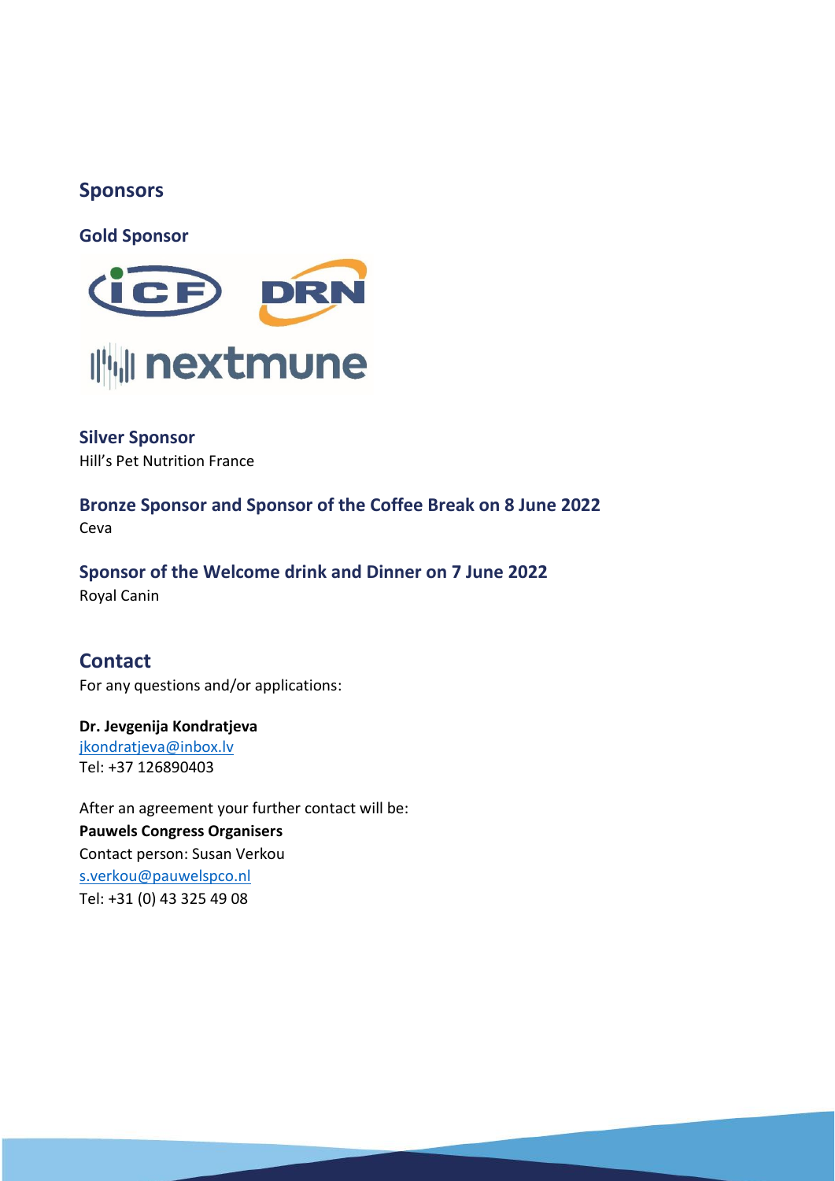## Sponsors

### Gold Sponsor

### Silver Sponsor

Hill's Pet Nutrition France

### Bronze Sponsor and Sponsor of the Coffee Break on 8 June 2022

Ceva

### Sponsor of the Welcome drink and Dinner on 7 June 2022

Royal Canin

## Contact

For any questions and/or applications:

**Dr. Jevgenija Kondratjeva**
jkondratjeva@inbox.lv
Tel: +37 126890403

After an agreement your further contact will be:
**Pauwels Congress Organisers**
Contact person: Susan Verkou
s.verkou@pauwelspco.nl
Tel: +31 (0) 43 325 49 08